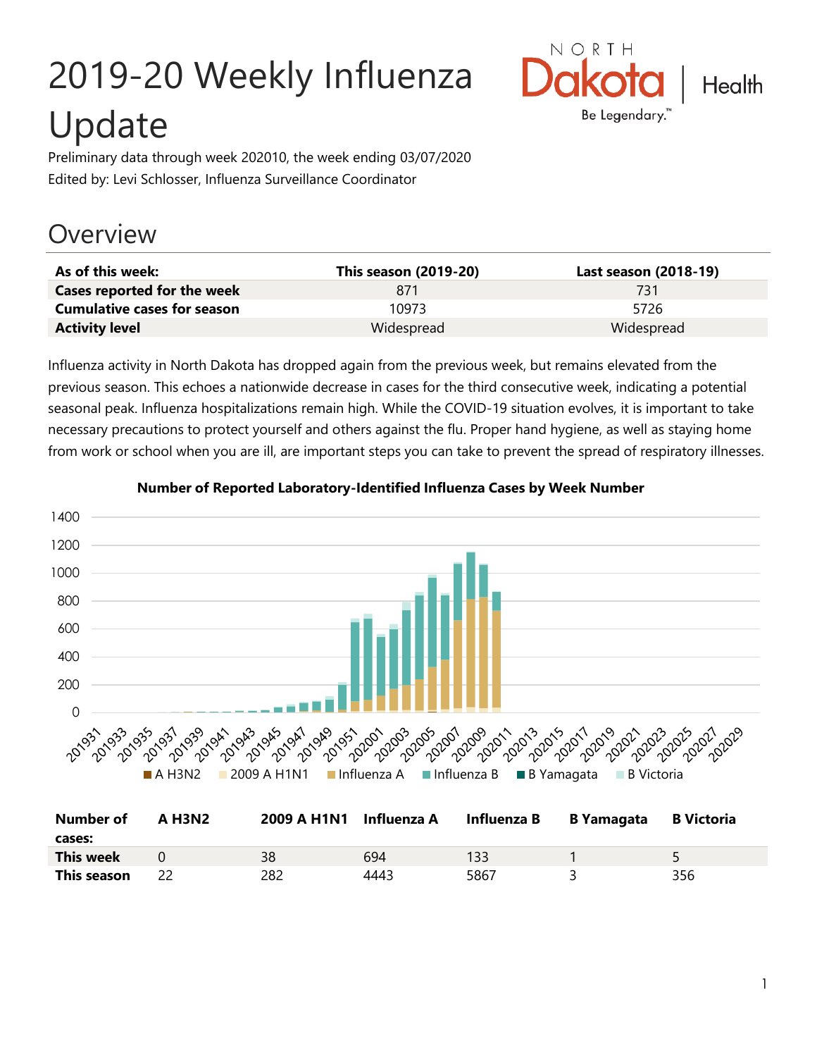# 2019-20 Weekly Influenza Update

Preliminary data through week 202010, the week ending 03/07/2020

Edited by: Levi Schlosser, Influenza Surveillance Coordinator

## Overview

| As of this week: | This season (2019-20) | Last season (2018-19) |
|---|---|---|
| **Cases reported for the week** | 871 | 731 |
| **Cumulative cases for season** | 10973 | 5726 |
| **Activity level** | Widespread | Widespread |

Influenza activity in North Dakota has dropped again from the previous week, but remains elevated from the previous season. This echoes a nationwide decrease in cases for the third consecutive week, indicating a potential seasonal peak. Influenza hospitalizations remain high. While the COVID-19 situation evolves, it is important to take necessary precautions to protect yourself and others against the flu. Proper hand hygiene, as well as staying home from work or school when you are ill, are important steps you can take to prevent the spread of respiratory illnesses.

**Number of Reported Laboratory-Identified Influenza Cases by Week Number**

| Number of cases: | A H3N2 | 2009 A H1N1 | Influenza A | Influenza B | B Yamagata | B Victoria |
|---|---|---|---|---|---|---|
| **This week** | 0 | 38 | 694 | 133 | 1 | 5 |
| **This season** | 22 | 282 | 4443 | 5867 | 3 | 356 |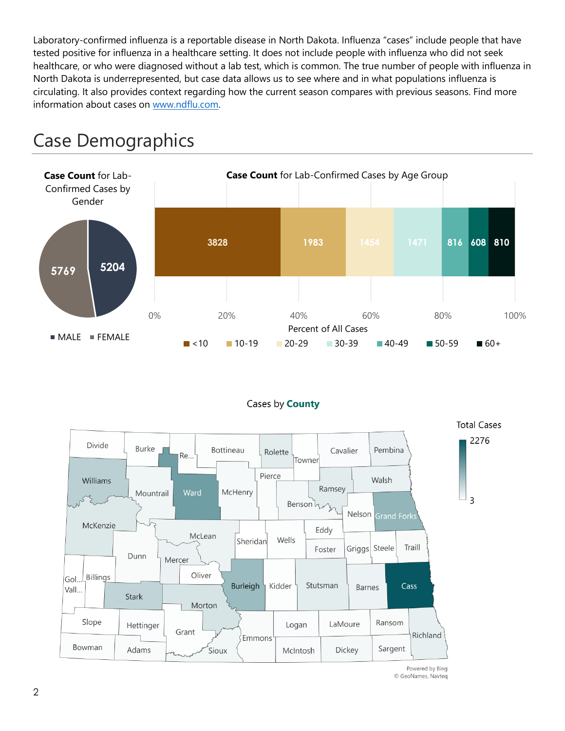Laboratory-confirmed influenza is a reportable disease in North Dakota. Influenza "cases" include people that have tested positive for influenza in a healthcare setting. It does not include people with influenza who did not seek healthcare, or who were diagnosed without a lab test, which is common. The true number of people with influenza in North Dakota is underrepresented, but case data allows us to see where and in what populations influenza is circulating. It also provides context regarding how the current season compares with previous seasons. Find more information about cases on www.ndflu.com.

# Case Demographics

**Case Count** for Lab-Confirmed Cases by Gender

| Gender | Case Count |
|---|---|
| MALE | 5204 |
| FEMALE | 5769 |

**Case Count** for Lab-Confirmed Cases by Age Group

| Age Group | Case Count |
|---|---|
| <10 | 3828 |
| 10-19 | 1983 |
| 20-29 | 1454 |
| 30-39 | 1471 |
| 40-49 | 816 |
| 50-59 | 608 |
| 60+ | 810 |

Percent of All Cases

Cases by **County**

Total Cases: 3 – 2276

Powered by Bing
© GeoNames, Navteq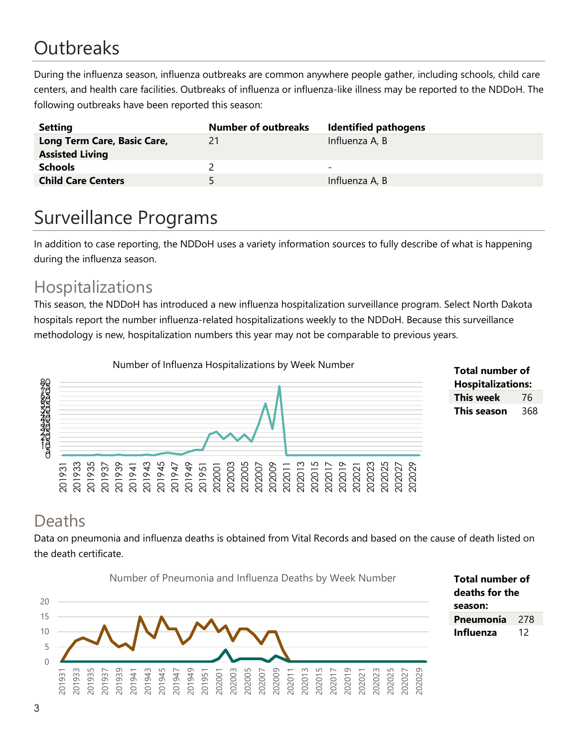# Outbreaks

During the influenza season, influenza outbreaks are common anywhere people gather, including schools, child care centers, and health care facilities. Outbreaks of influenza or influenza-like illness may be reported to the NDDoH. The following outbreaks have been reported this season:

| Setting | Number of outbreaks | Identified pathogens |
|---|---|---|
| **Long Term Care, Basic Care, Assisted Living** | 21 | Influenza A, B |
| **Schools** | 2 | - |
| **Child Care Centers** | 5 | Influenza A, B |

# Surveillance Programs

In addition to case reporting, the NDDoH uses a variety information sources to fully describe of what is happening during the influenza season.

## Hospitalizations

This season, the NDDoH has introduced a new influenza hospitalization surveillance program. Select North Dakota hospitals report the number influenza-related hospitalizations weekly to the NDDoH. Because this surveillance methodology is new, hospitalization numbers this year may not be comparable to previous years.

Number of Influenza Hospitalizations by Week Number

| Total number of Hospitalizations: | |
|---|---|
| **This week** | 76 |
| **This season** | 368 |

## Deaths

Data on pneumonia and influenza deaths is obtained from Vital Records and based on the cause of death listed on the death certificate.

Number of Pneumonia and Influenza Deaths by Week Number

| Total number of deaths for the season: | |
|---|---|
| **Pneumonia** | 278 |
| **Influenza** | 12 |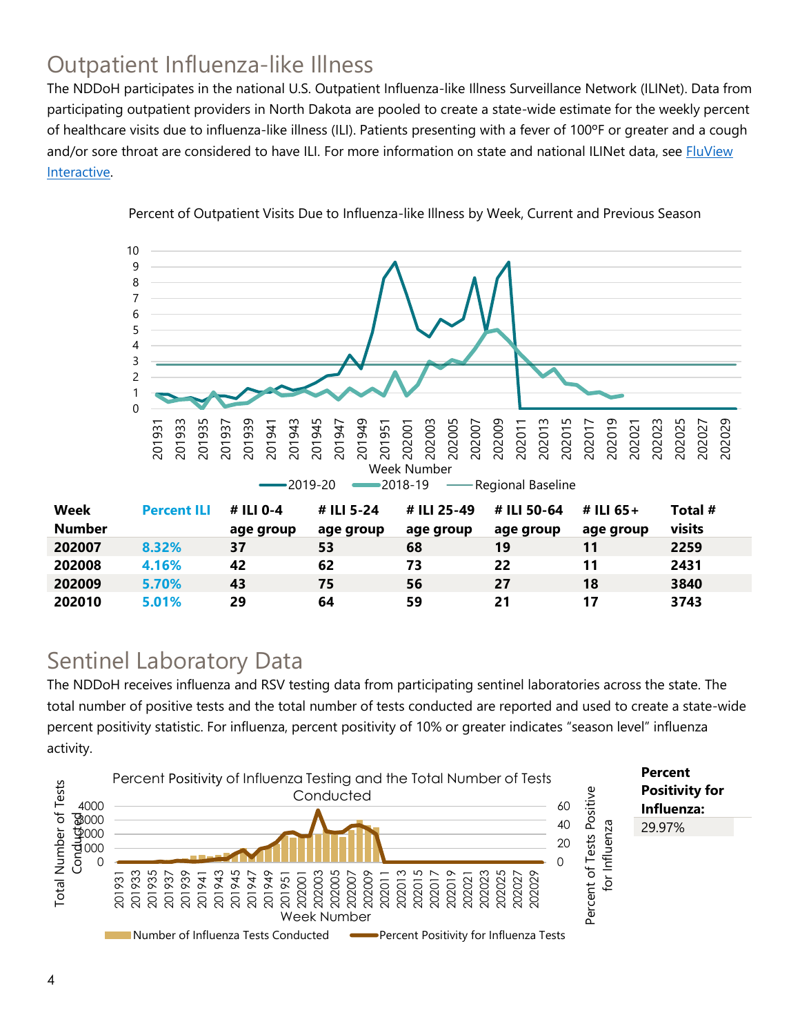## Outpatient Influenza-like Illness

The NDDoH participates in the national U.S. Outpatient Influenza-like Illness Surveillance Network (ILINet). Data from participating outpatient providers in North Dakota are pooled to create a state-wide estimate for the weekly percent of healthcare visits due to influenza-like illness (ILI). Patients presenting with a fever of 100ºF or greater and a cough and/or sore throat are considered to have ILI. For more information on state and national ILINet data, see FluView Interactive.

Percent of Outpatient Visits Due to Influenza-like Illness by Week, Current and Previous Season

| Week Number | Percent ILI | # ILI 0-4 age group | # ILI 5-24 age group | # ILI 25-49 age group | # ILI 50-64 age group | # ILI 65+ age group | Total # visits |
|---|---|---|---|---|---|---|---|
| 202007 | 8.32% | 37 | 53 | 68 | 19 | 11 | 2259 |
| 202008 | 4.16% | 42 | 62 | 73 | 22 | 11 | 2431 |
| 202009 | 5.70% | 43 | 75 | 56 | 27 | 18 | 3840 |
| 202010 | 5.01% | 29 | 64 | 59 | 21 | 17 | 3743 |

## Sentinel Laboratory Data

The NDDoH receives influenza and RSV testing data from participating sentinel laboratories across the state. The total number of positive tests and the total number of tests conducted are reported and used to create a state-wide percent positivity statistic. For influenza, percent positivity of 10% or greater indicates "season level" influenza activity.

Percent Positivity of Influenza Testing and the Total Number of Tests Conducted

| Percent Positivity for Influenza: |
|---|
| 29.97% |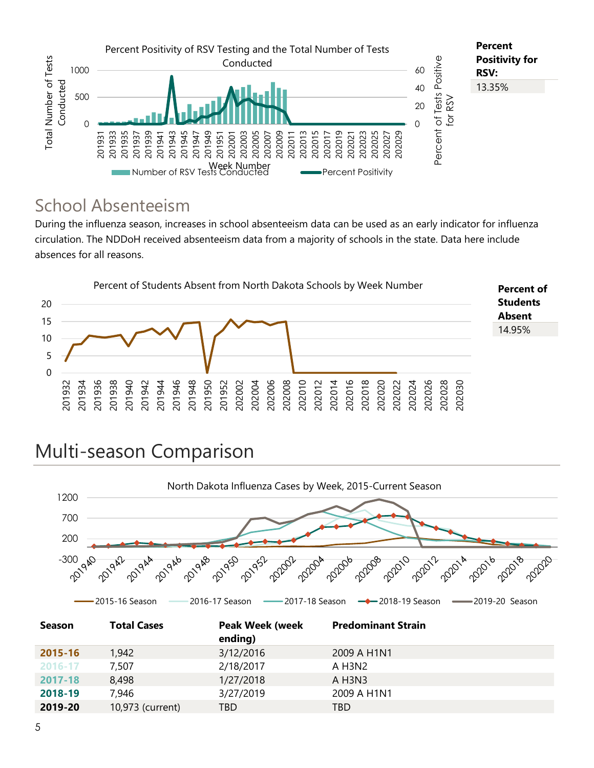Percent Positivity of RSV Testing and the Total Number of Tests Conducted

**Percent Positivity for RSV:**

13.35%

## School Absenteeism

During the influenza season, increases in school absenteeism data can be used as an early indicator for influenza circulation. The NDDoH received absenteeism data from a majority of schools in the state. Data here include absences for all reasons.

Percent of Students Absent from North Dakota Schools by Week Number

**Percent of Students Absent**

14.95%

# Multi-season Comparison

North Dakota Influenza Cases by Week, 2015-Current Season

| Season | Total Cases | Peak Week (week ending) | Predominant Strain |
|---|---|---|---|
| **2015-16** | 1,942 | 3/12/2016 | 2009 A H1N1 |
| **2016-17** | 7,507 | 2/18/2017 | A H3N2 |
| **2017-18** | 8,498 | 1/27/2018 | A H3N3 |
| **2018-19** | 7,946 | 3/27/2019 | 2009 A H1N1 |
| **2019-20** | 10,973 (current) | TBD | TBD |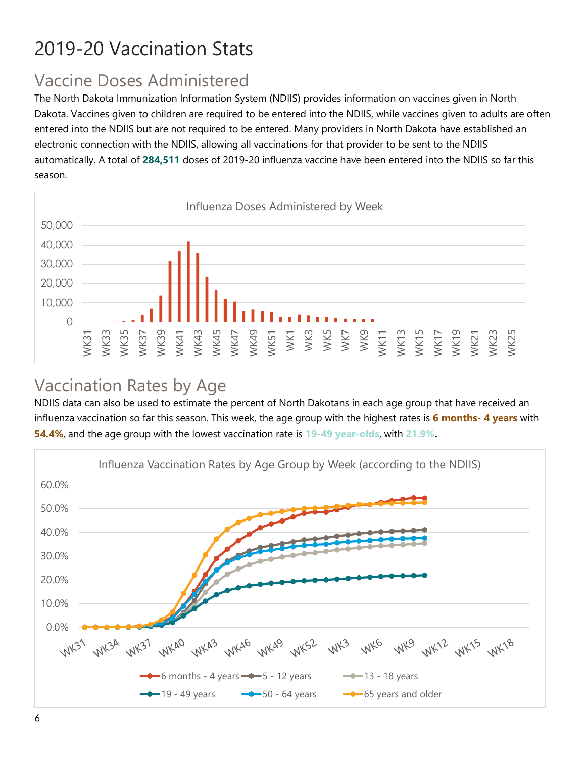# 2019-20 Vaccination Stats

## Vaccine Doses Administered

The North Dakota Immunization Information System (NDIIS) provides information on vaccines given in North Dakota. Vaccines given to children are required to be entered into the NDIIS, while vaccines given to adults are often entered into the NDIIS but are not required to be entered. Many providers in North Dakota have established an electronic connection with the NDIIS, allowing all vaccinations for that provider to be sent to the NDIIS automatically. A total of **284,511** doses of 2019-20 influenza vaccine have been entered into the NDIIS so far this season.

Influenza Doses Administered by Week

50,000
40,000
30,000
20,000
10,000
0

WK31 WK33 WK35 WK37 WK39 WK41 WK43 WK45 WK47 WK49 WK51 WK1 WK3 WK5 WK7 WK9 WK11 WK13 WK15 WK17 WK19 WK21 WK23 WK25

## Vaccination Rates by Age

NDIIS data can also be used to estimate the percent of North Dakotans in each age group that have received an influenza vaccination so far this season. This week, the age group with the highest rates is **6 months- 4 years** with **54.4%**, and the age group with the lowest vaccination rate is **19-49 year-olds**, with **21.9%**.

Influenza Vaccination Rates by Age Group by Week (according to the NDIIS)

60.0%
50.0%
40.0%
30.0%
20.0%
10.0%
0.0%

WK31 WK34 WK37 WK40 WK43 WK46 WK49 WK52 WK3 WK6 WK9 WK12 WK15 WK18

6 months - 4 years
5 - 12 years
13 - 18 years
19 - 49 years
50 - 64 years
65 years and older